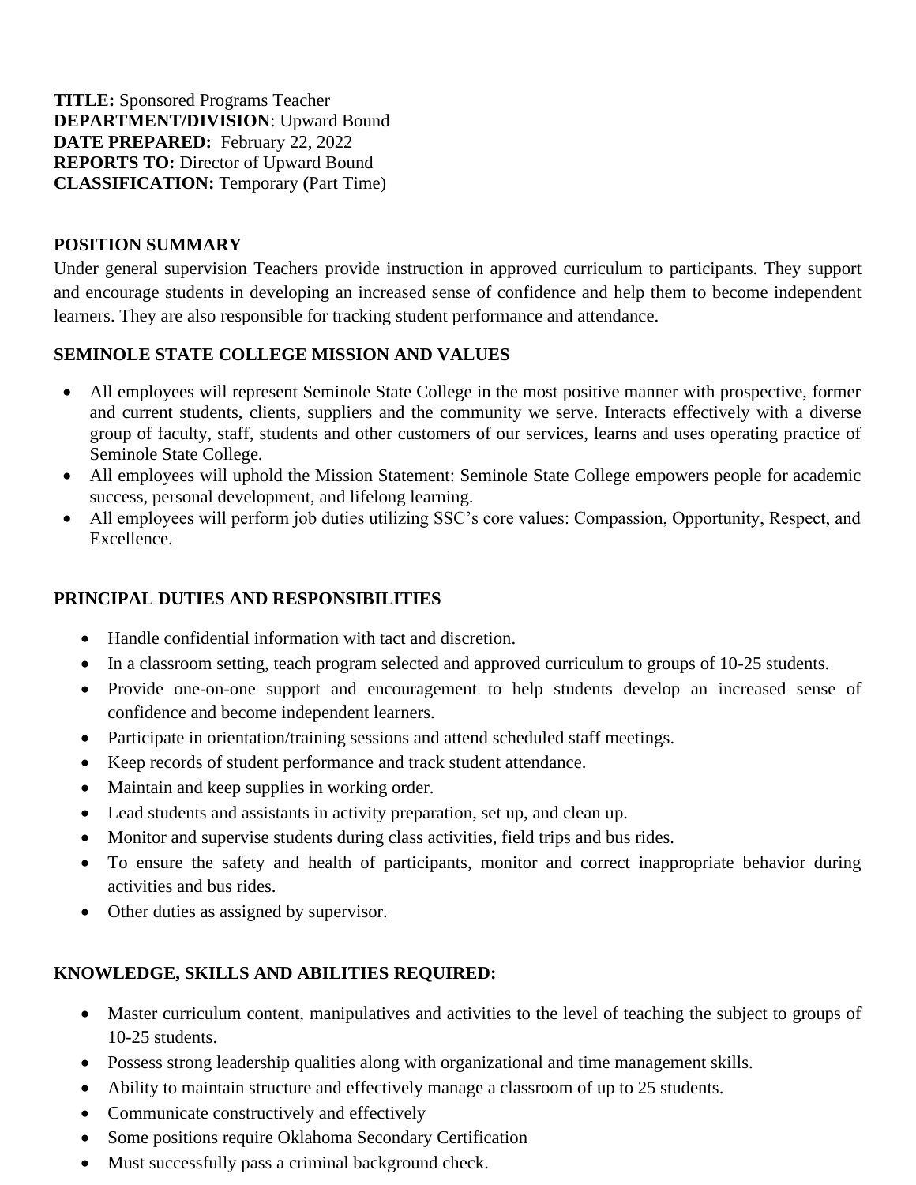**TITLE:** Sponsored Programs Teacher
**DEPARTMENT/DIVISION**: Upward Bound
**DATE PREPARED:** February 22, 2022
**REPORTS TO:** Director of Upward Bound
**CLASSIFICATION:** Temporary **(**Part Time)

## POSITION SUMMARY

Under general supervision Teachers provide instruction in approved curriculum to participants. They support and encourage students in developing an increased sense of confidence and help them to become independent learners. They are also responsible for tracking student performance and attendance.

## SEMINOLE STATE COLLEGE MISSION AND VALUES

- All employees will represent Seminole State College in the most positive manner with prospective, former and current students, clients, suppliers and the community we serve. Interacts effectively with a diverse group of faculty, staff, students and other customers of our services, learns and uses operating practice of Seminole State College.
- All employees will uphold the Mission Statement: Seminole State College empowers people for academic success, personal development, and lifelong learning.
- All employees will perform job duties utilizing SSC's core values: Compassion, Opportunity, Respect, and Excellence.

## PRINCIPAL DUTIES AND RESPONSIBILITIES

- Handle confidential information with tact and discretion.
- In a classroom setting, teach program selected and approved curriculum to groups of 10-25 students.
- Provide one-on-one support and encouragement to help students develop an increased sense of confidence and become independent learners.
- Participate in orientation/training sessions and attend scheduled staff meetings.
- Keep records of student performance and track student attendance.
- Maintain and keep supplies in working order.
- Lead students and assistants in activity preparation, set up, and clean up.
- Monitor and supervise students during class activities, field trips and bus rides.
- To ensure the safety and health of participants, monitor and correct inappropriate behavior during activities and bus rides.
- Other duties as assigned by supervisor.

## KNOWLEDGE, SKILLS AND ABILITIES REQUIRED:

- Master curriculum content, manipulatives and activities to the level of teaching the subject to groups of 10-25 students.
- Possess strong leadership qualities along with organizational and time management skills.
- Ability to maintain structure and effectively manage a classroom of up to 25 students.
- Communicate constructively and effectively
- Some positions require Oklahoma Secondary Certification
- Must successfully pass a criminal background check.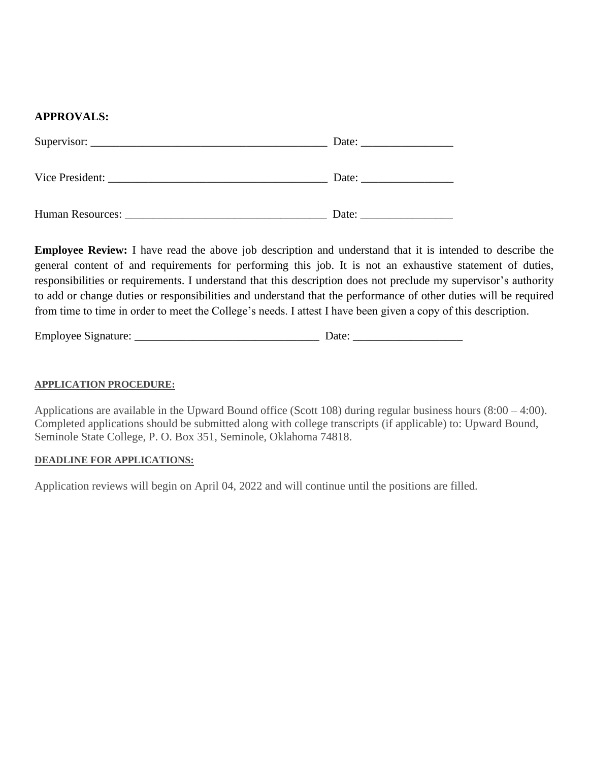**APPROVALS:**

Supervisor: ________________________________________ Date: ________________

Vice President: _____________________________________ Date: ________________

Human Resources: ___________________________________ Date: ________________

**Employee Review:** I have read the above job description and understand that it is intended to describe the general content of and requirements for performing this job. It is not an exhaustive statement of duties, responsibilities or requirements. I understand that this description does not preclude my supervisor's authority to add or change duties or responsibilities and understand that the performance of other duties will be required from time to time in order to meet the College's needs. I attest I have been given a copy of this description.

Employee Signature: ________________________________ Date: ___________________

**APPLICATION PROCEDURE:**

Applications are available in the Upward Bound office (Scott 108) during regular business hours (8:00 – 4:00). Completed applications should be submitted along with college transcripts (if applicable) to: Upward Bound, Seminole State College, P. O. Box 351, Seminole, Oklahoma 74818.

**DEADLINE FOR APPLICATIONS:**

Application reviews will begin on April 04, 2022 and will continue until the positions are filled.